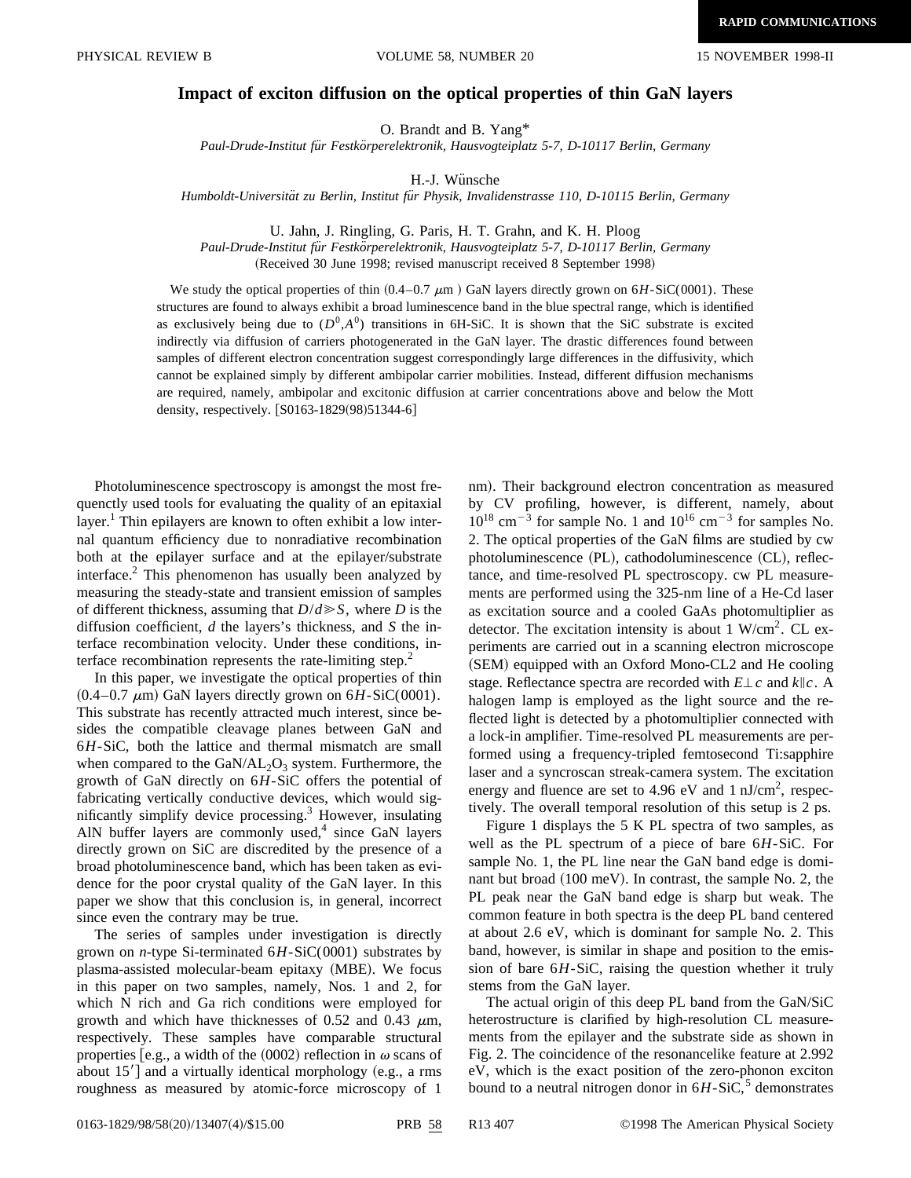# Impact of exciton diffusion on the optical properties of thin GaN layers

O. Brandt and B. Yang*

*Paul-Drude-Institut für Festkörperelektronik, Hausvogteiplatz 5-7, D-10117 Berlin, Germany*

H.-J. Wünsche

*Humboldt-Universität zu Berlin, Institut für Physik, Invalidenstrasse 110, D-10115 Berlin, Germany*

U. Jahn, J. Ringling, G. Paris, H. T. Grahn, and K. H. Ploog

*Paul-Drude-Institut für Festkörperelektronik, Hausvogteiplatz 5-7, D-10117 Berlin, Germany*

(Received 30 June 1998; revised manuscript received 8 September 1998)

We study the optical properties of thin (0.4–0.7 $\mu$m ) GaN layers directly grown on 6$H$-SiC(0001). These structures are found to always exhibit a broad luminescence band in the blue spectral range, which is identified as exclusively being due to ($D^0$,$A^0$) transitions in 6H-SiC. It is shown that the SiC substrate is excited indirectly via diffusion of carriers photogenerated in the GaN layer. The drastic differences found between samples of different electron concentration suggest correspondingly large differences in the diffusivity, which cannot be explained simply by different ambipolar carrier mobilities. Instead, different diffusion mechanisms are required, namely, ambipolar and excitonic diffusion at carrier concentrations above and below the Mott density, respectively. [S0163-1829(98)51344-6]

Photoluminescence spectroscopy is amongst the most frequenctly used tools for evaluating the quality of an epitaxial layer.[1] Thin epilayers are known to often exhibit a low internal quantum efficiency due to nonradiative recombination both at the epilayer surface and at the epilayer/substrate interface.[2] This phenomenon has usually been analyzed by measuring the steady-state and transient emission of samples of different thickness, assuming that $D/d \gg S$, where $D$ is the diffusion coefficient, $d$ the layers's thickness, and $S$ the interface recombination velocity. Under these conditions, interface recombination represents the rate-limiting step.[2]

In this paper, we investigate the optical properties of thin (0.4–0.7 $\mu$m) GaN layers directly grown on 6$H$-SiC(0001). This substrate has recently attracted much interest, since besides the compatible cleavage planes between GaN and 6$H$-SiC, both the lattice and thermal mismatch are small when compared to the GaN/$AL_2O_3$ system. Furthermore, the growth of GaN directly on 6$H$-SiC offers the potential of fabricating vertically conductive devices, which would significantly simplify device processing.[3] However, insulating AlN buffer layers are commonly used,[4] since GaN layers directly grown on SiC are discredited by the presence of a broad photoluminescence band, which has been taken as evidence for the poor crystal quality of the GaN layer. In this paper we show that this conclusion is, in general, incorrect since even the contrary may be true.

The series of samples under investigation is directly grown on $n$-type Si-terminated 6$H$-SiC(0001) substrates by plasma-assisted molecular-beam epitaxy (MBE). We focus in this paper on two samples, namely, Nos. 1 and 2, for which N rich and Ga rich conditions were employed for growth and which have thicknesses of 0.52 and 0.43 $\mu$m, respectively. These samples have comparable structural properties [e.g., a width of the (0002) reflection in $\omega$ scans of about 15′] and a virtually identical morphology (e.g., a rms roughness as measured by atomic-force microscopy of 1 nm). Their background electron concentration as measured by CV profiling, however, is different, namely, about $10^{18}$ cm$^{-3}$ for sample No. 1 and $10^{16}$ cm$^{-3}$ for samples No. 2. The optical properties of the GaN films are studied by cw photoluminescence (PL), cathodoluminescence (CL), reflectance, and time-resolved PL spectroscopy. cw PL measurements are performed using the 325-nm line of a He-Cd laser as excitation source and a cooled GaAs photomultiplier as detector. The excitation intensity is about 1 W/cm$^2$. CL experiments are carried out in a scanning electron microscope (SEM) equipped with an Oxford Mono-CL2 and He cooling stage. Reflectance spectra are recorded with $E \perp c$ and $k \| c$. A halogen lamp is employed as the light source and the reflected light is detected by a photomultiplier connected with a lock-in amplifier. Time-resolved PL measurements are performed using a frequency-tripled femtosecond Ti:sapphire laser and a syncroscan streak-camera system. The excitation energy and fluence are set to 4.96 eV and 1 nJ/cm$^2$, respectively. The overall temporal resolution of this setup is 2 ps.

Figure 1 displays the 5 K PL spectra of two samples, as well as the PL spectrum of a piece of bare 6$H$-SiC. For sample No. 1, the PL line near the GaN band edge is dominant but broad (100 meV). In contrast, the sample No. 2, the PL peak near the GaN band edge is sharp but weak. The common feature in both spectra is the deep PL band centered at about 2.6 eV, which is dominant for sample No. 2. This band, however, is similar in shape and position to the emission of bare 6$H$-SiC, raising the question whether it truly stems from the GaN layer.

The actual origin of this deep PL band from the GaN/SiC heterostructure is clarified by high-resolution CL measurements from the epilayer and the substrate side as shown in Fig. 2. The coincidence of the resonancelike feature at 2.992 eV, which is the exact position of the zero-phonon exciton bound to a neutral nitrogen donor in 6$H$-SiC,[5] demonstrates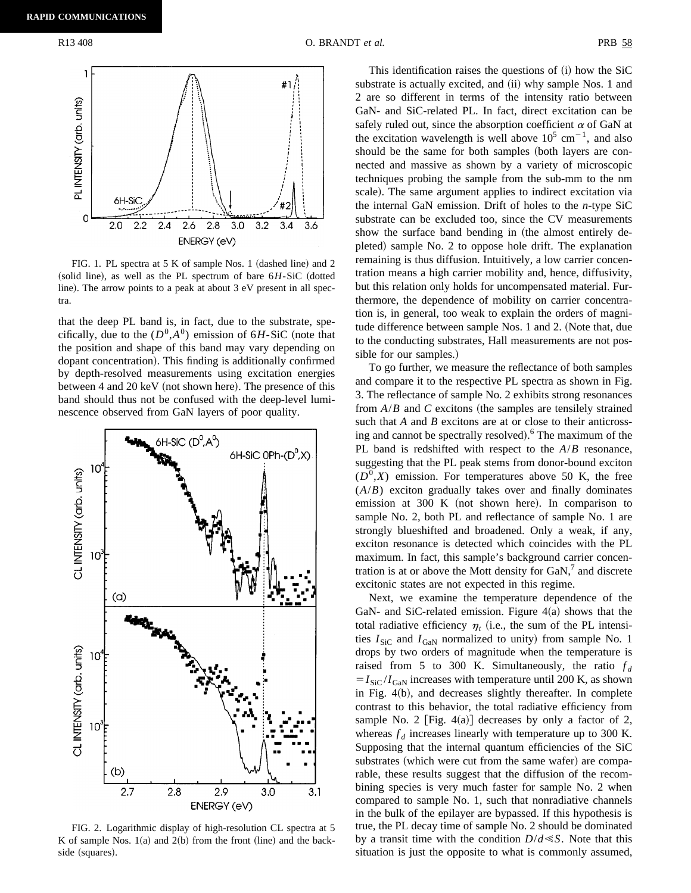FIG. 1. PL spectra at 5 K of sample Nos. 1 (dashed line) and 2 (solid line), as well as the PL spectrum of bare 6*H*-SiC (dotted line). The arrow points to a peak at about 3 eV present in all spectra.

that the deep PL band is, in fact, due to the substrate, specifically, due to the $(D^0,A^0)$ emission of 6*H*-SiC (note that the position and shape of this band may vary depending on dopant concentration). This finding is additionally confirmed by depth-resolved measurements using excitation energies between 4 and 20 keV (not shown here). The presence of this band should thus not be confused with the deep-level luminescence observed from GaN layers of poor quality.

FIG. 2. Logarithmic display of high-resolution CL spectra at 5 K of sample Nos. 1(a) and 2(b) from the front (line) and the backside (squares).

This identification raises the questions of (i) how the SiC substrate is actually excited, and (ii) why sample Nos. 1 and 2 are so different in terms of the intensity ratio between GaN- and SiC-related PL. In fact, direct excitation can be safely ruled out, since the absorption coefficient $\alpha$ of GaN at the excitation wavelength is well above $10^5$ $\mathrm{cm}^{-1}$, and also should be the same for both samples (both layers are connected and massive as shown by a variety of microscopic techniques probing the sample from the sub-mm to the nm scale). The same argument applies to indirect excitation via the internal GaN emission. Drift of holes to the *n*-type SiC substrate can be excluded too, since the CV measurements show the surface band bending in (the almost entirely depleted) sample No. 2 to oppose hole drift. The explanation remaining is thus diffusion. Intuitively, a low carrier concentration means a high carrier mobility and, hence, diffusivity, but this relation only holds for uncompensated material. Furthermore, the dependence of mobility on carrier concentration is, in general, too weak to explain the orders of magnitude difference between sample Nos. 1 and 2. (Note that, due to the conducting substrates, Hall measurements are not possible for our samples.)

To go further, we measure the reflectance of both samples and compare it to the respective PL spectra as shown in Fig. 3. The reflectance of sample No. 2 exhibits strong resonances from $A/B$ and $C$ excitons (the samples are tensilely strained such that $A$ and $B$ excitons are at or close to their anticrossing and cannot be spectrally resolved).[6] The maximum of the PL band is redshifted with respect to the $A/B$ resonance, suggesting that the PL peak stems from donor-bound exciton $(D^0,X)$ emission. For temperatures above 50 K, the free $(A/B)$ exciton gradually takes over and finally dominates emission at 300 K (not shown here). In comparison to sample No. 2, both PL and reflectance of sample No. 1 are strongly blueshifted and broadened. Only a weak, if any, exciton resonance is detected which coincides with the PL maximum. In fact, this sample's background carrier concentration is at or above the Mott density for GaN,[7] and discrete excitonic states are not expected in this regime.

Next, we examine the temperature dependence of the GaN- and SiC-related emission. Figure 4(a) shows that the total radiative efficiency $\eta_t$ (i.e., the sum of the PL intensities $I_{\mathrm{SiC}}$ and $I_{\mathrm{GaN}}$ normalized to unity) from sample No. 1 drops by two orders of magnitude when the temperature is raised from 5 to 300 K. Simultaneously, the ratio $f_d = I_{\mathrm{SiC}}/I_{\mathrm{GaN}}$ increases with temperature until 200 K, as shown in Fig. 4(b), and decreases slightly thereafter. In complete contrast to this behavior, the total radiative efficiency from sample No. 2 [Fig. 4(a)] decreases by only a factor of 2, whereas $f_d$ increases linearly with temperature up to 300 K. Supposing that the internal quantum efficiencies of the SiC substrates (which were cut from the same wafer) are comparable, these results suggest that the diffusion of the recombining species is very much faster for sample No. 2 when compared to sample No. 1, such that nonradiative channels in the bulk of the epilayer are bypassed. If this hypothesis is true, the PL decay time of sample No. 2 should be dominated by a transit time with the condition $D/d \ll S$. Note that this situation is just the opposite to what is commonly assumed,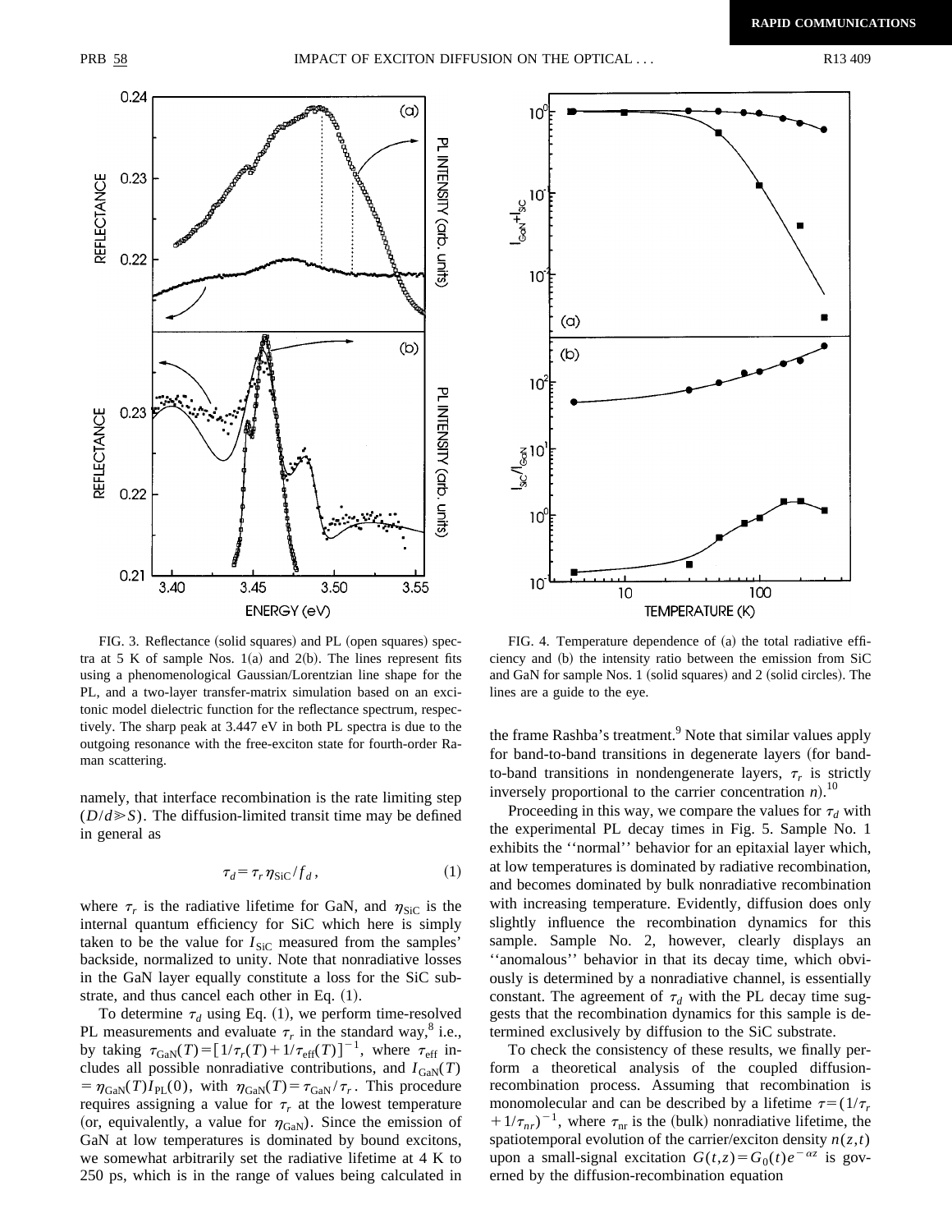FIG. 3. Reflectance (solid squares) and PL (open squares) spectra at 5 K of sample Nos. 1(a) and 2(b). The lines represent fits using a phenomenological Gaussian/Lorentzian line shape for the PL, and a two-layer transfer-matrix simulation based on an excitonic model dielectric function for the reflectance spectrum, respectively. The sharp peak at 3.447 eV in both PL spectra is due to the outgoing resonance with the free-exciton state for fourth-order Raman scattering.

FIG. 4. Temperature dependence of (a) the total radiative efficiency and (b) the intensity ratio between the emission from SiC and GaN for sample Nos. 1 (solid squares) and 2 (solid circles). The lines are a guide to the eye.

namely, that interface recombination is the rate limiting step ($D/d \gg S$). The diffusion-limited transit time may be defined in general as

$$\tau_d = \tau_r \eta_{\mathrm{SiC}} / f_d , \tag{1}$$

where $\tau_r$ is the radiative lifetime for GaN, and $\eta_{\mathrm{SiC}}$ is the internal quantum efficiency for SiC which here is simply taken to be the value for $I_{\mathrm{SiC}}$ measured from the samples' backside, normalized to unity. Note that nonradiative losses in the GaN layer equally constitute a loss for the SiC substrate, and thus cancel each other in Eq. (1).

To determine $\tau_d$ using Eq. (1), we perform time-resolved PL measurements and evaluate $\tau_r$ in the standard way,[8] i.e., by taking $\tau_{\mathrm{GaN}}(T) = [1/\tau_r(T) + 1/\tau_{\mathrm{eff}}(T)]^{-1}$, where $\tau_{\mathrm{eff}}$ includes all possible nonradiative contributions, and $I_{\mathrm{GaN}}(T) = \eta_{\mathrm{GaN}}(T) I_{\mathrm{PL}}(0)$, with $\eta_{\mathrm{GaN}}(T) = \tau_{\mathrm{GaN}}/\tau_r$. This procedure requires assigning a value for $\tau_r$ at the lowest temperature (or, equivalently, a value for $\eta_{\mathrm{GaN}}$). Since the emission of GaN at low temperatures is dominated by bound excitons, we somewhat arbitrarily set the radiative lifetime at 4 K to 250 ps, which is in the range of values being calculated in the frame Rashba's treatment.[9] Note that similar values apply for band-to-band transitions in degenerate layers (for band-to-band transitions in nondengenerate layers, $\tau_r$ is strictly inversely proportional to the carrier concentration $n$).[10]

Proceeding in this way, we compare the values for $\tau_d$ with the experimental PL decay times in Fig. 5. Sample No. 1 exhibits the ''normal'' behavior for an epitaxial layer which, at low temperatures is dominated by radiative recombination, and becomes dominated by bulk nonradiative recombination with increasing temperature. Evidently, diffusion does only slightly influence the recombination dynamics for this sample. Sample No. 2, however, clearly displays an ''anomalous'' behavior in that its decay time, which obviously is determined by a nonradiative channel, is essentially constant. The agreement of $\tau_d$ with the PL decay time suggests that the recombination dynamics for this sample is determined exclusively by diffusion to the SiC substrate.

To check the consistency of these results, we finally perform a theoretical analysis of the coupled diffusion-recombination process. Assuming that recombination is monomolecular and can be described by a lifetime $\tau = (1/\tau_r + 1/\tau_{nr})^{-1}$, where $\tau_{\mathrm{nr}}$ is the (bulk) nonradiative lifetime, the spatiotemporal evolution of the carrier/exciton density $n(z,t)$ upon a small-signal excitation $G(t,z) = G_0(t) e^{-\alpha z}$ is governed by the diffusion-recombination equation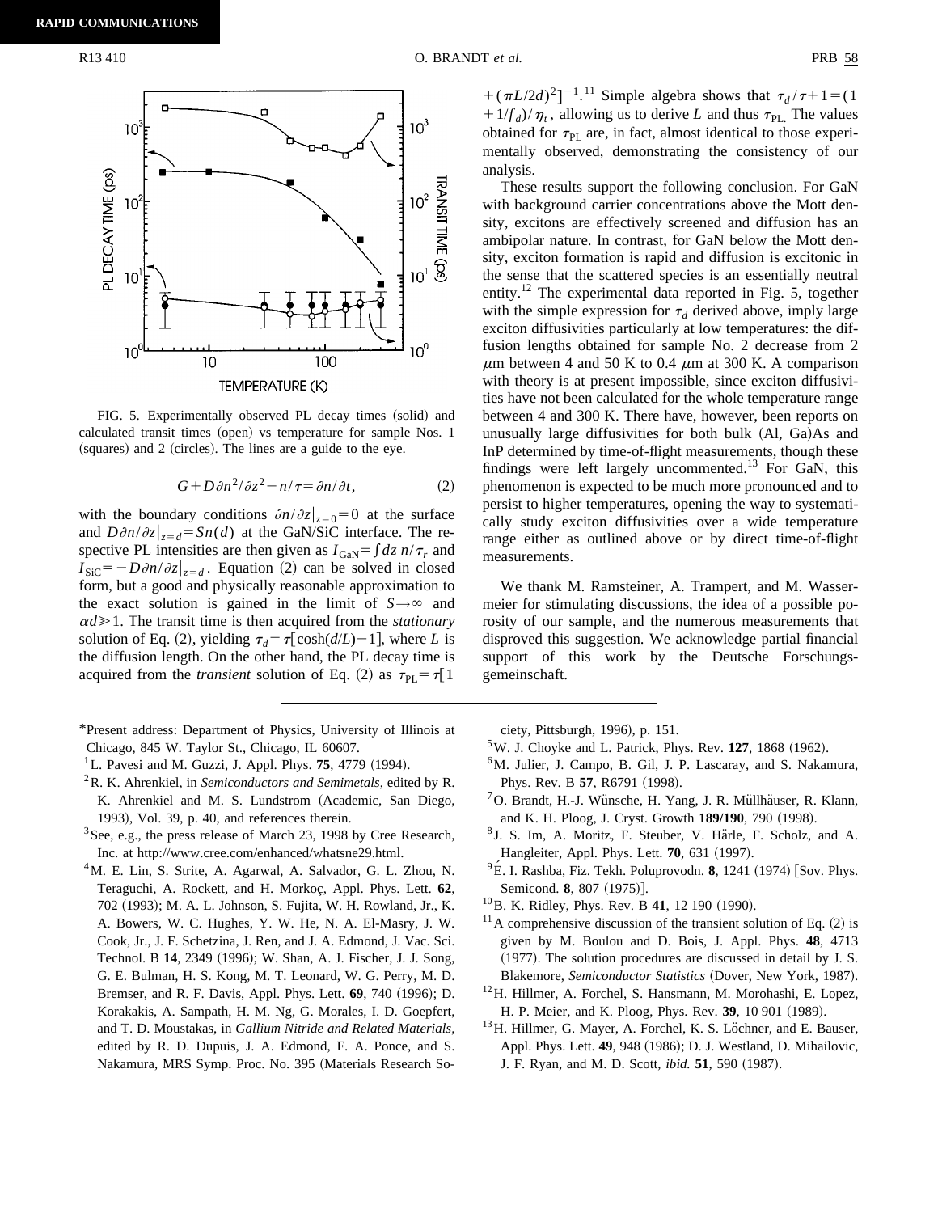PL DECAY TIME (ps)

TRANSIT TIME (ps)

TEMPERATURE (K)

$10^3$ $10^2$ $10^1$ $10^0$

10 100

FIG. 5. Experimentally observed PL decay times (solid) and calculated transit times (open) vs temperature for sample Nos. 1 (squares) and 2 (circles). The lines are a guide to the eye.

$$G + D\partial n^2/\partial z^2 - n/\tau = \partial n/\partial t, \qquad (2)$$

with the boundary conditions $\partial n/\partial z|_{z=0} = 0$ at the surface and $D\partial n/\partial z|_{z=d} = Sn(d)$ at the GaN/SiC interface. The respective PL intensities are then given as $I_{\mathrm{GaN}} = \int dz\, n/\tau_r$ and $I_{\mathrm{SiC}} = -D\partial n/\partial z|_{z=d}$. Equation (2) can be solved in closed form, but a good and physically reasonable approximation to the exact solution is gained in the limit of $S \to \infty$ and $\alpha d \gg 1$. The transit time is then acquired from the *stationary* solution of Eq. (2), yielding $\tau_d = \tau[\cosh(d/L) - 1]$, where $L$ is the diffusion length. On the other hand, the PL decay time is acquired from the *transient* solution of Eq. (2) as $\tau_{\mathrm{PL}} = \tau[1 + (\pi L/2d)^2]^{-1}$.[11] Simple algebra shows that $\tau_d/\tau + 1 = (1 + 1/f_d)/\eta_t$, allowing us to derive $L$ and thus $\tau_{\mathrm{PL}}$. The values obtained for $\tau_{\mathrm{PL}}$ are, in fact, almost identical to those experimentally observed, demonstrating the consistency of our analysis.

These results support the following conclusion. For GaN with background carrier concentrations above the Mott density, excitons are effectively screened and diffusion has an ambipolar nature. In contrast, for GaN below the Mott density, exciton formation is rapid and diffusion is excitonic in the sense that the scattered species is an essentially neutral entity.[12] The experimental data reported in Fig. 5, together with the simple expression for $\tau_d$ derived above, imply large exciton diffusivities particularly at low temperatures: the diffusion lengths obtained for sample No. 2 decrease from 2 $\mu$m between 4 and 50 K to 0.4 $\mu$m at 300 K. A comparison with theory is at present impossible, since exciton diffusivities have not been calculated for the whole temperature range between 4 and 300 K. There have, however, been reports on unusually large diffusivities for both bulk (Al, Ga)As and InP determined by time-of-flight measurements, though these findings were left largely uncommented.[13] For GaN, this phenomenon is expected to be much more pronounced and to persist to higher temperatures, opening the way to systematically study exciton diffusivities over a wide temperature range either as outlined above or by direct time-of-flight measurements.

We thank M. Ramsteiner, A. Trampert, and M. Wassermeier for stimulating discussions, the idea of a possible porosity of our sample, and the numerous measurements that disproved this suggestion. We acknowledge partial financial support of this work by the Deutsche Forschungsgemeinschaft.

---

*Present address: Department of Physics, University of Illinois at Chicago, 845 W. Taylor St., Chicago, IL 60607.

[1] L. Pavesi and M. Guzzi, J. Appl. Phys. **75**, 4779 (1994).

[2] R. K. Ahrenkiel, in *Semiconductors and Semimetals*, edited by R. K. Ahrenkiel and M. S. Lundstrom (Academic, San Diego, 1993), Vol. 39, p. 40, and references therein.

[3] See, e.g., the press release of March 23, 1998 by Cree Research, Inc. at http://www.cree.com/enhanced/whatsne29.html.

[4] M. E. Lin, S. Strite, A. Agarwal, A. Salvador, G. L. Zhou, N. Teraguchi, A. Rockett, and H. Morkoç, Appl. Phys. Lett. **62**, 702 (1993); M. A. L. Johnson, S. Fujita, W. H. Rowland, Jr., K. A. Bowers, W. C. Hughes, Y. W. He, N. A. El-Masry, J. W. Cook, Jr., J. F. Schetzina, J. Ren, and J. A. Edmond, J. Vac. Sci. Technol. B **14**, 2349 (1996); W. Shan, A. J. Fischer, J. J. Song, G. E. Bulman, H. S. Kong, M. T. Leonard, W. G. Perry, M. D. Bremser, and R. F. Davis, Appl. Phys. Lett. **69**, 740 (1996); D. Korakakis, A. Sampath, H. M. Ng, G. Morales, I. D. Goepfert, and T. D. Moustakas, in *Gallium Nitride and Related Materials*, edited by R. D. Dupuis, J. A. Edmond, F. A. Ponce, and S. Nakamura, MRS Symp. Proc. No. 395 (Materials Research Society, Pittsburgh, 1996), p. 151.

[5] W. J. Choyke and L. Patrick, Phys. Rev. **127**, 1868 (1962).

[6] M. Julier, J. Campo, B. Gil, J. P. Lascaray, and S. Nakamura, Phys. Rev. B **57**, R6791 (1998).

[7] O. Brandt, H.-J. Wünsche, H. Yang, J. R. Müllhäuser, R. Klann, and K. H. Ploog, J. Cryst. Growth **189/190**, 790 (1998).

[8] J. S. Im, A. Moritz, F. Steuber, V. Härle, F. Scholz, and A. Hangleiter, Appl. Phys. Lett. **70**, 631 (1997).

[9] É. I. Rashba, Fiz. Tekh. Poluprovodn. **8**, 1241 (1974) [Sov. Phys. Semicond. **8**, 807 (1975)].

[10] B. K. Ridley, Phys. Rev. B **41**, 12 190 (1990).

[11] A comprehensive discussion of the transient solution of Eq. (2) is given by M. Boulou and D. Bois, J. Appl. Phys. **48**, 4713 (1977). The solution procedures are discussed in detail by J. S. Blakemore, *Semiconductor Statistics* (Dover, New York, 1987).

[12] H. Hillmer, A. Forchel, S. Hansmann, M. Morohashi, E. Lopez, H. P. Meier, and K. Ploog, Phys. Rev. **39**, 10 901 (1989).

[13] H. Hillmer, G. Mayer, A. Forchel, K. S. Löchner, and E. Bauser, Appl. Phys. Lett. **49**, 948 (1986); D. J. Westland, D. Mihailovic, J. F. Ryan, and M. D. Scott, *ibid.* **51**, 590 (1987).